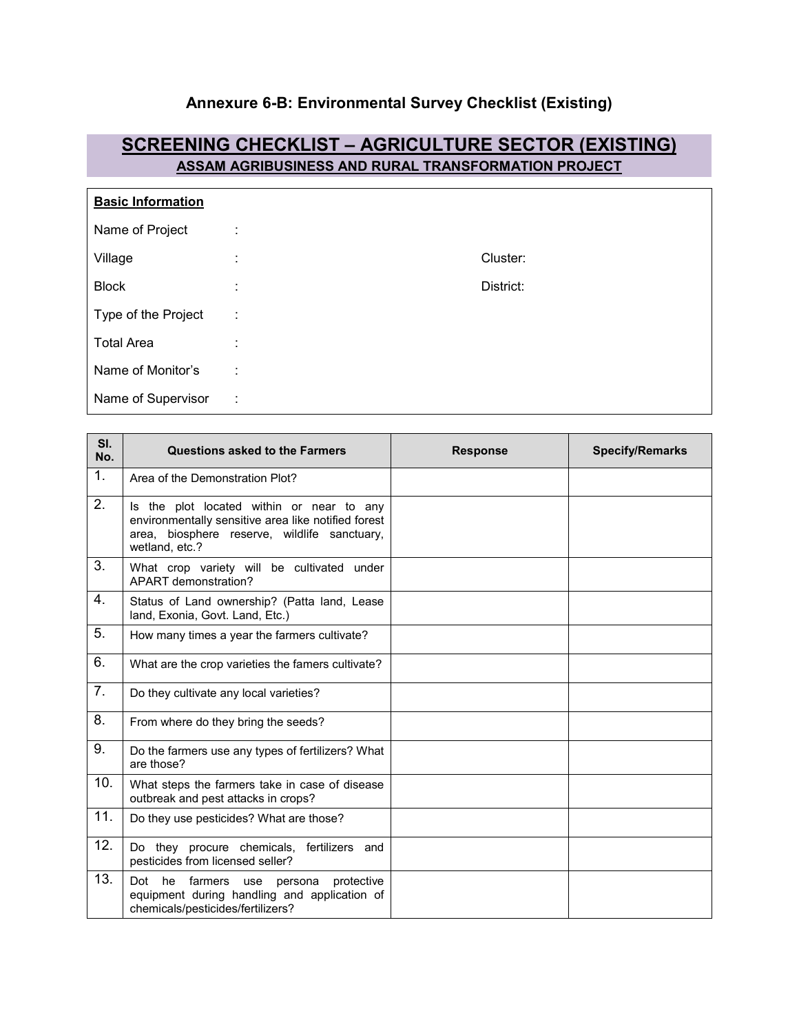## Annexure 6-B: Environmental Survey Checklist (Existing)

# SCREENING CHECKLIST – AGRICULTURE SECTOR (EXISTING)

### ASSAM AGRIBUSINESS AND RURAL TRANSFORMATION PROJECT

**Basic Information**

Name of Project :

Village : Cluster:

Block : District:

Type of the Project :

Total Area :

Name of Monitor's :

Name of Supervisor :

| Sl. No. | Questions asked to the Farmers | Response | Specify/Remarks |
|---|---|---|---|
| 1. | Area of the Demonstration Plot? | | |
| 2. | Is the plot located within or near to any environmentally sensitive area like notified forest area, biosphere reserve, wildlife sanctuary, wetland, etc.? | | |
| 3. | What crop variety will be cultivated under APART demonstration? | | |
| 4. | Status of Land ownership? (Patta land, Lease land, Exonia, Govt. Land, Etc.) | | |
| 5. | How many times a year the farmers cultivate? | | |
| 6. | What are the crop varieties the famers cultivate? | | |
| 7. | Do they cultivate any local varieties? | | |
| 8. | From where do they bring the seeds? | | |
| 9. | Do the farmers use any types of fertilizers? What are those? | | |
| 10. | What steps the farmers take in case of disease outbreak and pest attacks in crops? | | |
| 11. | Do they use pesticides? What are those? | | |
| 12. | Do they procure chemicals, fertilizers and pesticides from licensed seller? | | |
| 13. | Dot he farmers use persona protective equipment during handling and application of chemicals/pesticides/fertilizers? | | |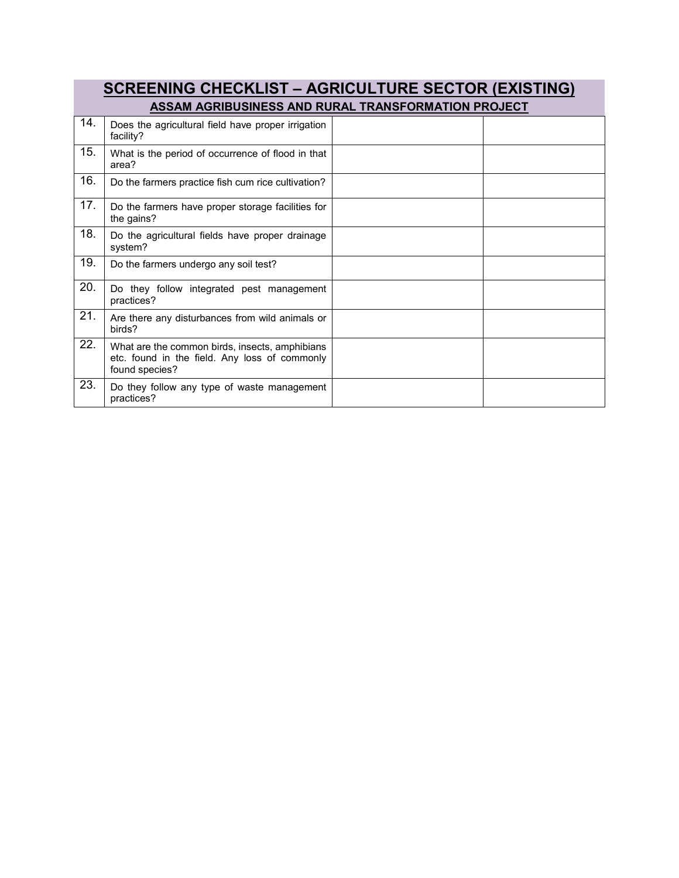# SCREENING CHECKLIST – AGRICULTURE SECTOR (EXISTING)

## ASSAM AGRIBUSINESS AND RURAL TRANSFORMATION PROJECT

| | | | |
|---|---|---|---|
| 14. | Does the agricultural field have proper irrigation facility? | | |
| 15. | What is the period of occurrence of flood in that area? | | |
| 16. | Do the farmers practice fish cum rice cultivation? | | |
| 17. | Do the farmers have proper storage facilities for the gains? | | |
| 18. | Do the agricultural fields have proper drainage system? | | |
| 19. | Do the farmers undergo any soil test? | | |
| 20. | Do they follow integrated pest management practices? | | |
| 21. | Are there any disturbances from wild animals or birds? | | |
| 22. | What are the common birds, insects, amphibians etc. found in the field. Any loss of commonly found species? | | |
| 23. | Do they follow any type of waste management practices? | | |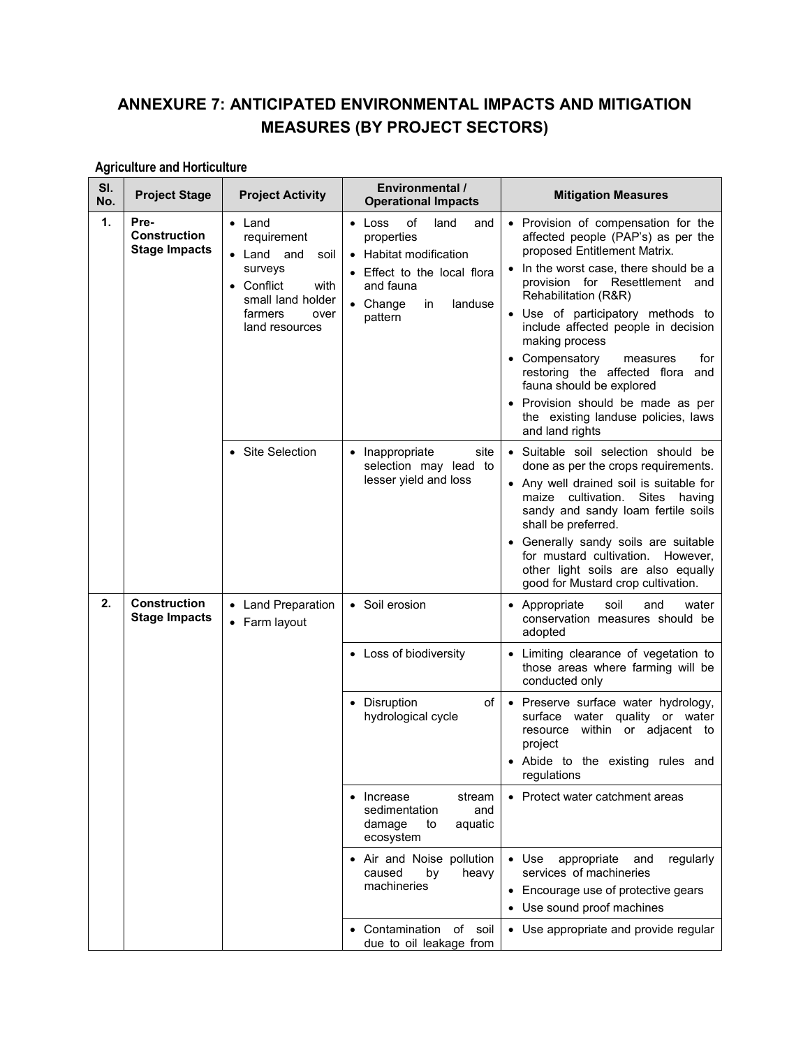# ANNEXURE 7: ANTICIPATED ENVIRONMENTAL IMPACTS AND MITIGATION MEASURES (BY PROJECT SECTORS)

### Agriculture and Horticulture

| Sl. No. | Project Stage | Project Activity | Environmental / Operational Impacts | Mitigation Measures |
|---|---|---|---|---|
| 1. | Pre-Construction Stage Impacts | • Land requirement<br>• Land and soil surveys<br>• Conflict with small land holder farmers over land resources | • Loss of land and properties<br>• Habitat modification<br>• Effect to the local flora and fauna<br>• Change in landuse pattern | • Provision of compensation for the affected people (PAP's) as per the proposed Entitlement Matrix.<br>• In the worst case, there should be a provision for Resettlement and Rehabilitation (R&R)<br>• Use of participatory methods to include affected people in decision making process<br>• Compensatory measures for restoring the affected flora and fauna should be explored<br>• Provision should be made as per the existing landuse policies, laws and land rights |
| | | • Site Selection | • Inappropriate site selection may lead to lesser yield and loss | • Suitable soil selection should be done as per the crops requirements.<br>• Any well drained soil is suitable for maize cultivation. Sites having sandy and sandy loam fertile soils shall be preferred.<br>• Generally sandy soils are suitable for mustard cultivation. However, other light soils are also equally good for Mustard crop cultivation. |
| 2. | Construction Stage Impacts | • Land Preparation<br>• Farm layout | • Soil erosion | • Appropriate soil and water conservation measures should be adopted |
| | | | • Loss of biodiversity | • Limiting clearance of vegetation to those areas where farming will be conducted only |
| | | | • Disruption of hydrological cycle | • Preserve surface water hydrology, surface water quality or water resource within or adjacent to project<br>• Abide to the existing rules and regulations |
| | | | • Increase stream sedimentation and damage to aquatic ecosystem | • Protect water catchment areas |
| | | | • Air and Noise pollution caused by heavy machineries | • Use appropriate and regularly services of machineries<br>• Encourage use of protective gears<br>• Use sound proof machines |
| | | | • Contamination of soil due to oil leakage from | • Use appropriate and provide regular |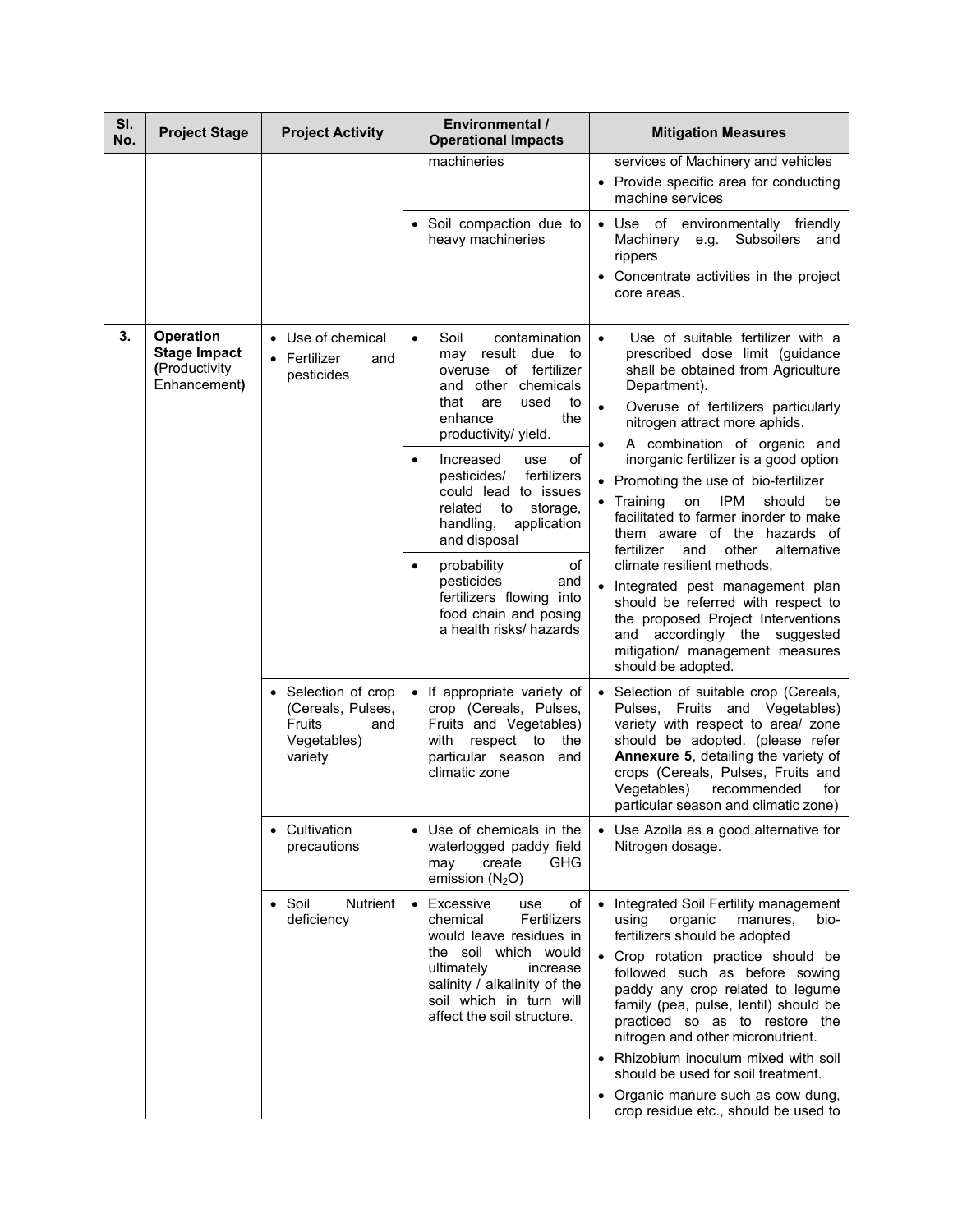| Sl. No. | Project Stage | Project Activity | Environmental / Operational Impacts | Mitigation Measures |
|---|---|---|---|---|
| | | | machineries | services of Machinery and vehicles<br>• Provide specific area for conducting machine services |
| | | | • Soil compaction due to heavy machineries | • Use of environmentally friendly Machinery e.g. Subsoilers and rippers<br>• Concentrate activities in the project core areas. |
| 3. | **Operation Stage Impact (**Productivity Enhancement**)** | • Use of chemical<br>• Fertilizer and pesticides | • Soil contamination may result due to overuse of fertilizer and other chemicals that are used to enhance the productivity/ yield.<br>• Increased use of pesticides/ fertilizers could lead to issues related to storage, handling, application and disposal<br>• probability of pesticides and fertilizers flowing into food chain and posing a health risks/ hazards | • Use of suitable fertilizer with a prescribed dose limit (guidance shall be obtained from Agriculture Department).<br>• Overuse of fertilizers particularly nitrogen attract more aphids.<br>• A combination of organic and inorganic fertilizer is a good option<br>• Promoting the use of bio-fertilizer<br>• Training on IPM should be facilitated to farmer inorder to make them aware of the hazards of fertilizer and other alternative climate resilient methods.<br>• Integrated pest management plan should be referred with respect to the proposed Project Interventions and accordingly the suggested mitigation/ management measures should be adopted. |
| | | • Selection of crop (Cereals, Pulses, Fruits and Vegetables) variety | • If appropriate variety of crop (Cereals, Pulses, Fruits and Vegetables) with respect to the particular season and climatic zone | • Selection of suitable crop (Cereals, Pulses, Fruits and Vegetables) variety with respect to area/ zone should be adopted. (please refer **Annexure 5**, detailing the variety of crops (Cereals, Pulses, Fruits and Vegetables) recommended for particular season and climatic zone) |
| | | • Cultivation precautions | • Use of chemicals in the waterlogged paddy field may create GHG emission ($N_2O$) | • Use Azolla as a good alternative for Nitrogen dosage. |
| | | • Soil Nutrient deficiency | • Excessive use of chemical Fertilizers would leave residues in the soil which would ultimately increase salinity / alkalinity of the soil which in turn will affect the soil structure. | • Integrated Soil Fertility management using organic manures, bio-fertilizers should be adopted<br>• Crop rotation practice should be followed such as before sowing paddy any crop related to legume family (pea, pulse, lentil) should be practiced so as to restore the nitrogen and other micronutrient.<br>• Rhizobium inoculum mixed with soil should be used for soil treatment.<br>• Organic manure such as cow dung, crop residue etc., should be used to |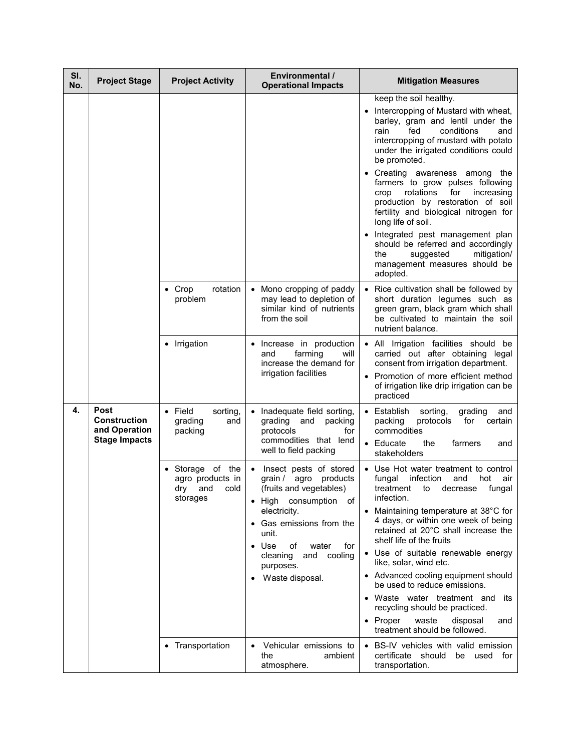| Sl. No. | Project Stage | Project Activity | Environmental / Operational Impacts | Mitigation Measures |
|---|---|---|---|---|
| | | | | keep the soil healthy.<br>• Intercropping of Mustard with wheat, barley, gram and lentil under the rain fed conditions and intercropping of mustard with potato under the irrigated conditions could be promoted.<br>• Creating awareness among the farmers to grow pulses following crop rotations for increasing production by restoration of soil fertility and biological nitrogen for long life of soil.<br>• Integrated pest management plan should be referred and accordingly the suggested mitigation/ management measures should be adopted. |
| | | • Crop rotation problem | • Mono cropping of paddy may lead to depletion of similar kind of nutrients from the soil | • Rice cultivation shall be followed by short duration legumes such as green gram, black gram which shall be cultivated to maintain the soil nutrient balance. |
| | | • Irrigation | • Increase in production and farming will increase the demand for irrigation facilities | • All Irrigation facilities should be carried out after obtaining legal consent from irrigation department.<br>• Promotion of more efficient method of irrigation like drip irrigation can be practiced |
| 4. | **Post Construction and Operation Stage Impacts** | • Field sorting, grading and packing | • Inadequate field sorting, grading and packing protocols for commodities that lend well to field packing | • Establish sorting, grading and packing protocols for certain commodities<br>• Educate the farmers and stakeholders |
| | | • Storage of the agro products in dry and cold storages | • Insect pests of stored grain / agro products (fruits and vegetables)<br>• High consumption of electricity.<br>• Gas emissions from the unit.<br>• Use of water for cleaning and cooling purposes.<br>• Waste disposal. | • Use Hot water treatment to control fungal infection and hot air treatment to decrease fungal infection.<br>• Maintaining temperature at 38°C for 4 days, or within one week of being retained at 20°C shall increase the shelf life of the fruits<br>• Use of suitable renewable energy like, solar, wind etc.<br>• Advanced cooling equipment should be used to reduce emissions.<br>• Waste water treatment and its recycling should be practiced.<br>• Proper waste disposal and treatment should be followed. |
| | | • Transportation | • Vehicular emissions to the ambient atmosphere. | • BS-IV vehicles with valid emission certificate should be used for transportation. |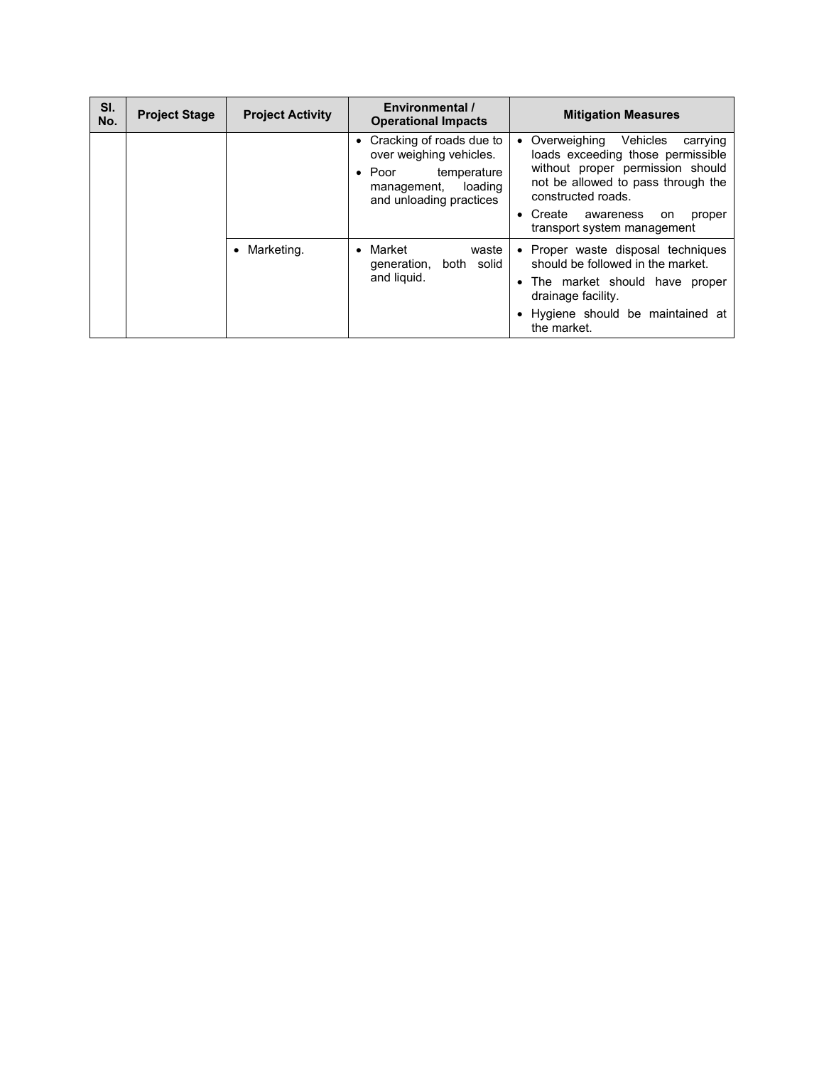| Sl. No. | Project Stage | Project Activity | Environmental / Operational Impacts | Mitigation Measures |
|---|---|---|---|---|
| | | | • Cracking of roads due to over weighing vehicles.<br>• Poor temperature management, loading and unloading practices | • Overweighing Vehicles carrying loads exceeding those permissible without proper permission should not be allowed to pass through the constructed roads.<br>• Create awareness on proper transport system management |
| | | • Marketing. | • Market waste generation, both solid and liquid. | • Proper waste disposal techniques should be followed in the market.<br>• The market should have proper drainage facility.<br>• Hygiene should be maintained at the market. |